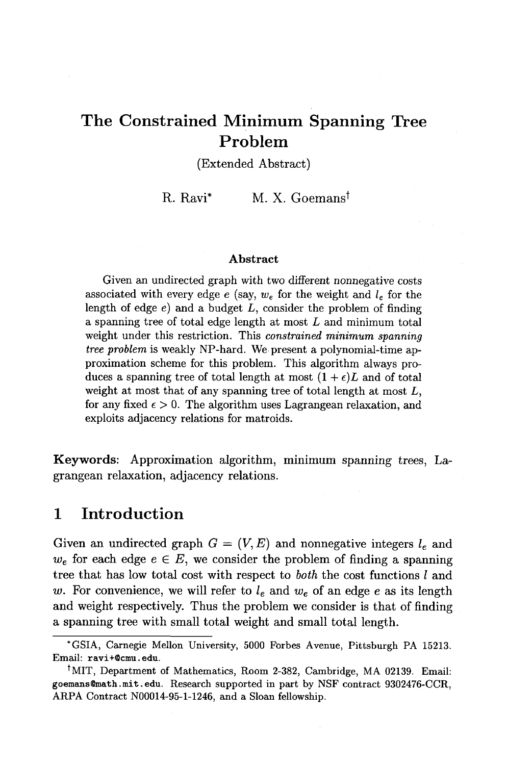# The Constrained Minimum Spanning Tree Problem

(Extended Abstract)

R. Ravi* M. X. Goemans†

## Abstract

Given an undirected graph with two different nonnegative costs associated with every edge $e$ (say, $w_e$ for the weight and $l_e$ for the length of edge $e$) and a budget $L$, consider the problem of finding a spanning tree of total edge length at most $L$ and minimum total weight under this restriction. This *constrained minimum spanning tree problem* is weakly NP-hard. We present a polynomial-time approximation scheme for this problem. This algorithm always produces a spanning tree of total length at most $(1+\epsilon)L$ and of total weight at most that of any spanning tree of total length at most $L$, for any fixed $\epsilon > 0$. The algorithm uses Lagrangean relaxation, and exploits adjacency relations for matroids.

**Keywords**: Approximation algorithm, minimum spanning trees, Lagrangean relaxation, adjacency relations.

## 1 Introduction

Given an undirected graph $G = (V, E)$ and nonnegative integers $l_e$ and $w_e$ for each edge $e \in E$, we consider the problem of finding a spanning tree that has low total cost with respect to *both* the cost functions $l$ and $w$. For convenience, we will refer to $l_e$ and $w_e$ of an edge $e$ as its length and weight respectively. Thus the problem we consider is that of finding a spanning tree with small total weight and small total length.

---

*GSIA, Carnegie Mellon University, 5000 Forbes Avenue, Pittsburgh PA 15213. Email: ravi+@cmu.edu.

†MIT, Department of Mathematics, Room 2-382, Cambridge, MA 02139. Email: goemans@math.mit.edu. Research supported in part by NSF contract 9302476-CCR, ARPA Contract N00014-95-1-1246, and a Sloan fellowship.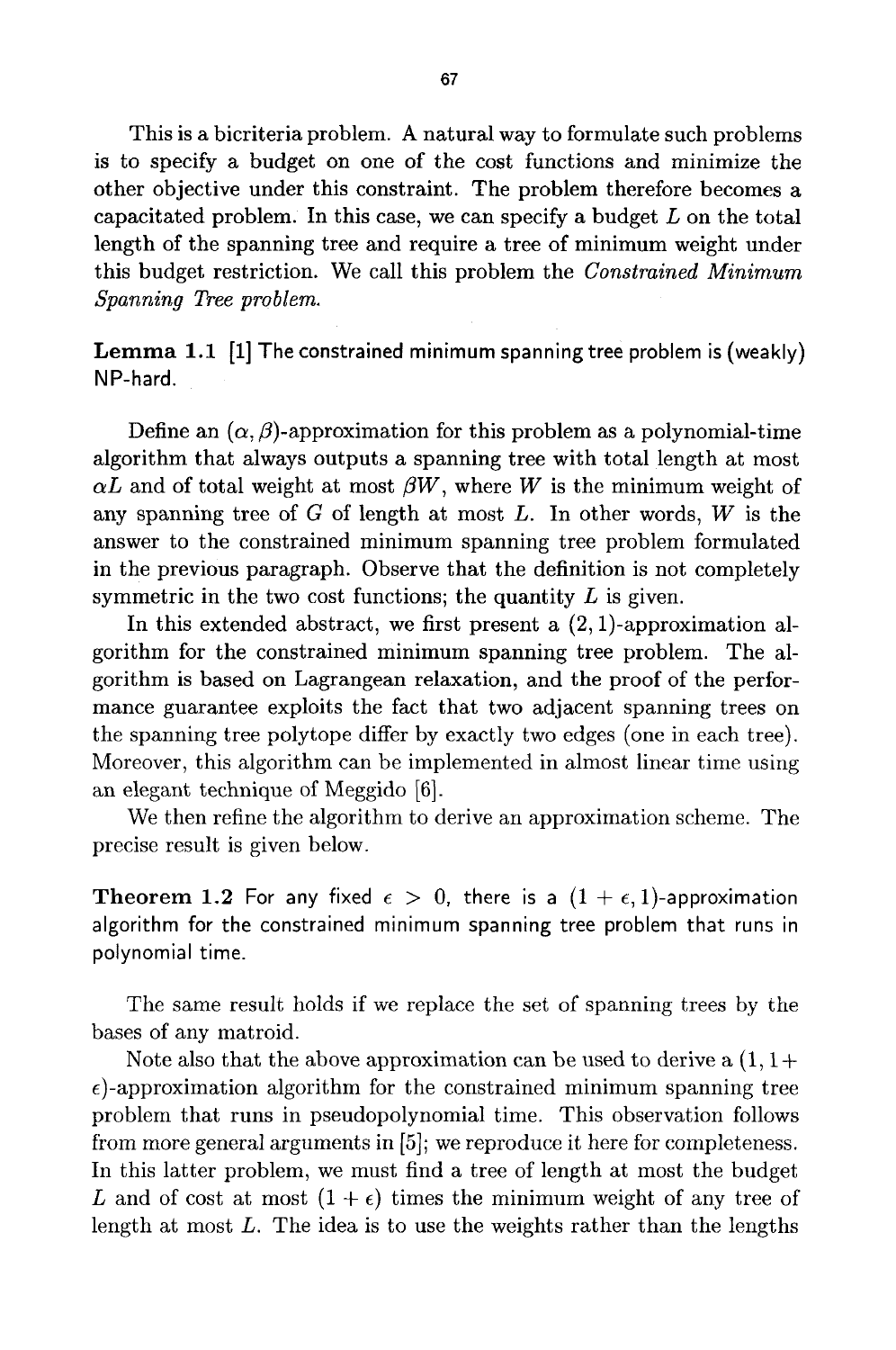This is a bicriteria problem. A natural way to formulate such problems is to specify a budget on one of the cost functions and minimize the other objective under this constraint. The problem therefore becomes a capacitated problem. In this case, we can specify a budget $L$ on the total length of the spanning tree and require a tree of minimum weight under this budget restriction. We call this problem the *Constrained Minimum Spanning Tree problem.*

**Lemma 1.1** [1] The constrained minimum spanning tree problem is (weakly) NP-hard.

Define an $(\alpha, \beta)$-approximation for this problem as a polynomial-time algorithm that always outputs a spanning tree with total length at most $\alpha L$ and of total weight at most $\beta W$, where $W$ is the minimum weight of any spanning tree of $G$ of length at most $L$. In other words, $W$ is the answer to the constrained minimum spanning tree problem formulated in the previous paragraph. Observe that the definition is not completely symmetric in the two cost functions; the quantity $L$ is given.

In this extended abstract, we first present a $(2, 1)$-approximation algorithm for the constrained minimum spanning tree problem. The algorithm is based on Lagrangean relaxation, and the proof of the performance guarantee exploits the fact that two adjacent spanning trees on the spanning tree polytope differ by exactly two edges (one in each tree). Moreover, this algorithm can be implemented in almost linear time using an elegant technique of Meggido [6].

We then refine the algorithm to derive an approximation scheme. The precise result is given below.

**Theorem 1.2** For any fixed $\epsilon > 0$, there is a $(1 + \epsilon, 1)$-approximation algorithm for the constrained minimum spanning tree problem that runs in polynomial time.

The same result holds if we replace the set of spanning trees by the bases of any matroid.

Note also that the above approximation can be used to derive a $(1, 1 + \epsilon)$-approximation algorithm for the constrained minimum spanning tree problem that runs in pseudopolynomial time. This observation follows from more general arguments in [5]; we reproduce it here for completeness. In this latter problem, we must find a tree of length at most the budget $L$ and of cost at most $(1 + \epsilon)$ times the minimum weight of any tree of length at most $L$. The idea is to use the weights rather than the lengths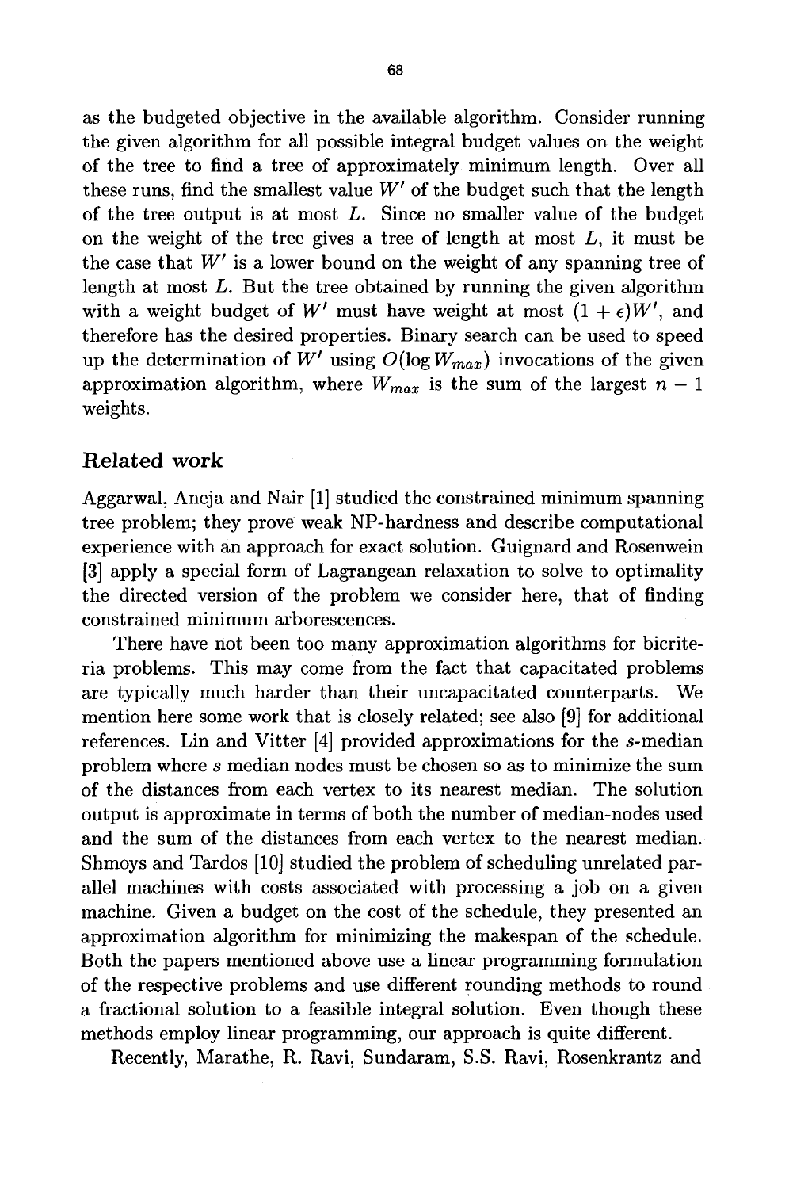as the budgeted objective in the available algorithm. Consider running the given algorithm for all possible integral budget values on the weight of the tree to find a tree of approximately minimum length. Over all these runs, find the smallest value $W'$ of the budget such that the length of the tree output is at most $L$. Since no smaller value of the budget on the weight of the tree gives a tree of length at most $L$, it must be the case that $W'$ is a lower bound on the weight of any spanning tree of length at most $L$. But the tree obtained by running the given algorithm with a weight budget of $W'$ must have weight at most $(1+\epsilon)W'$, and therefore has the desired properties. Binary search can be used to speed up the determination of $W'$ using $O(\log W_{max})$ invocations of the given approximation algorithm, where $W_{max}$ is the sum of the largest $n-1$ weights.

## Related work

Aggarwal, Aneja and Nair [1] studied the constrained minimum spanning tree problem; they prove weak NP-hardness and describe computational experience with an approach for exact solution. Guignard and Rosenwein [3] apply a special form of Lagrangean relaxation to solve to optimality the directed version of the problem we consider here, that of finding constrained minimum arborescences.

There have not been too many approximation algorithms for bicriteria problems. This may come from the fact that capacitated problems are typically much harder than their uncapacitated counterparts. We mention here some work that is closely related; see also [9] for additional references. Lin and Vitter [4] provided approximations for the $s$-median problem where $s$ median nodes must be chosen so as to minimize the sum of the distances from each vertex to its nearest median. The solution output is approximate in terms of both the number of median-nodes used and the sum of the distances from each vertex to the nearest median. Shmoys and Tardos [10] studied the problem of scheduling unrelated parallel machines with costs associated with processing a job on a given machine. Given a budget on the cost of the schedule, they presented an approximation algorithm for minimizing the makespan of the schedule. Both the papers mentioned above use a linear programming formulation of the respective problems and use different rounding methods to round a fractional solution to a feasible integral solution. Even though these methods employ linear programming, our approach is quite different.

Recently, Marathe, R. Ravi, Sundaram, S.S. Ravi, Rosenkrantz and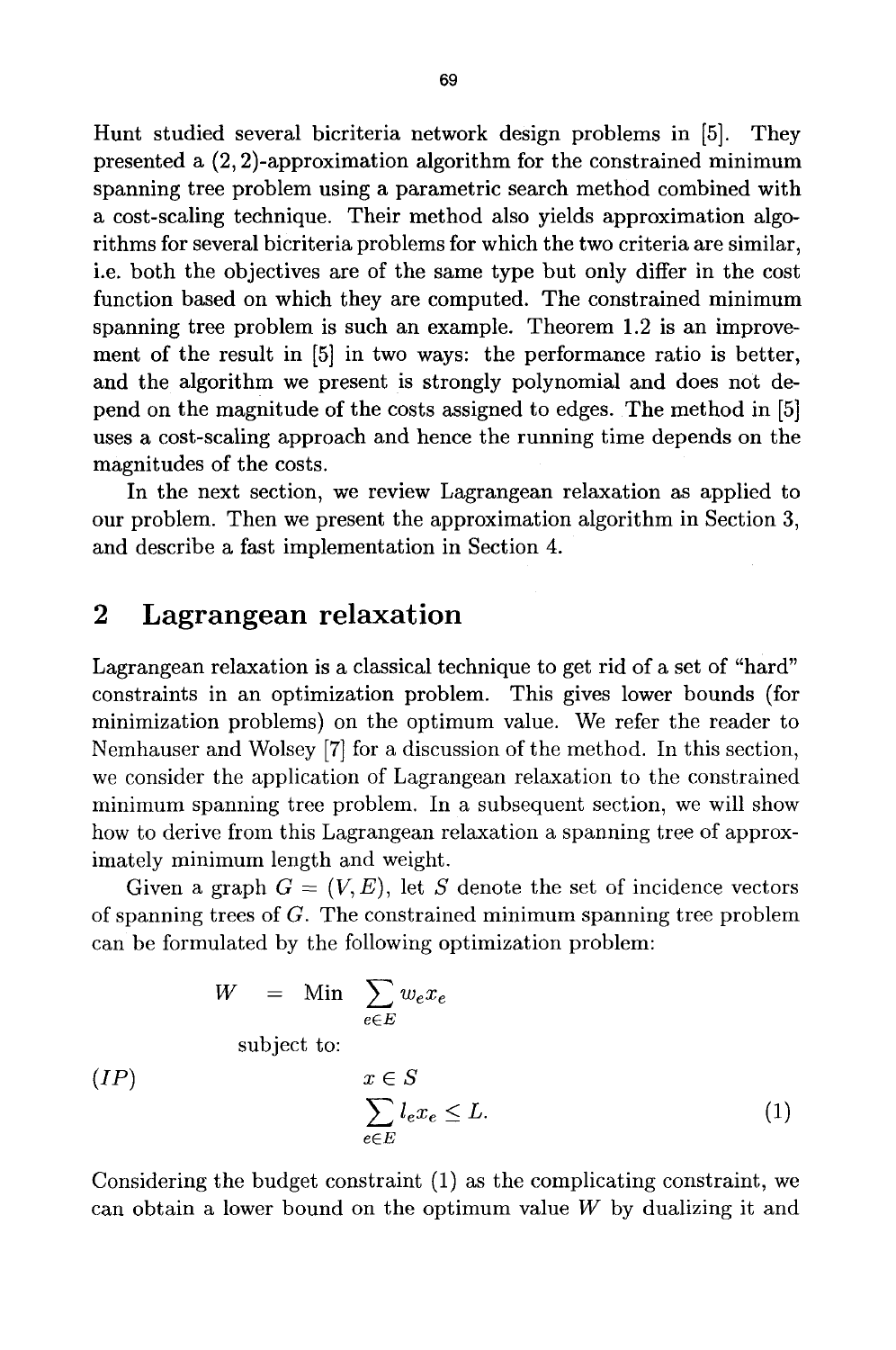Hunt studied several bicriteria network design problems in [5]. They presented a $(2,2)$-approximation algorithm for the constrained minimum spanning tree problem using a parametric search method combined with a cost-scaling technique. Their method also yields approximation algorithms for several bicriteria problems for which the two criteria are similar, i.e. both the objectives are of the same type but only differ in the cost function based on which they are computed. The constrained minimum spanning tree problem is such an example. Theorem 1.2 is an improvement of the result in [5] in two ways: the performance ratio is better, and the algorithm we present is strongly polynomial and does not depend on the magnitude of the costs assigned to edges. The method in [5] uses a cost-scaling approach and hence the running time depends on the magnitudes of the costs.

In the next section, we review Lagrangean relaxation as applied to our problem. Then we present the approximation algorithm in Section 3, and describe a fast implementation in Section 4.

## 2 Lagrangean relaxation

Lagrangean relaxation is a classical technique to get rid of a set of "hard" constraints in an optimization problem. This gives lower bounds (for minimization problems) on the optimum value. We refer the reader to Nemhauser and Wolsey [7] for a discussion of the method. In this section, we consider the application of Lagrangean relaxation to the constrained minimum spanning tree problem. In a subsequent section, we will show how to derive from this Lagrangean relaxation a spanning tree of approximately minimum length and weight.

Given a graph $G = (V, E)$, let $S$ denote the set of incidence vectors of spanning trees of $G$. The constrained minimum spanning tree problem can be formulated by the following optimization problem:

$$
(IP) \qquad
\begin{aligned}
W \;=\; \text{Min} \; & \sum_{e \in E} w_e x_e \\
\text{subject to:} \; & \\
& x \in S \\
& \sum_{e \in E} l_e x_e \leq L. \qquad (1)
\end{aligned}
$$

Considering the budget constraint (1) as the complicating constraint, we can obtain a lower bound on the optimum value $W$ by dualizing it and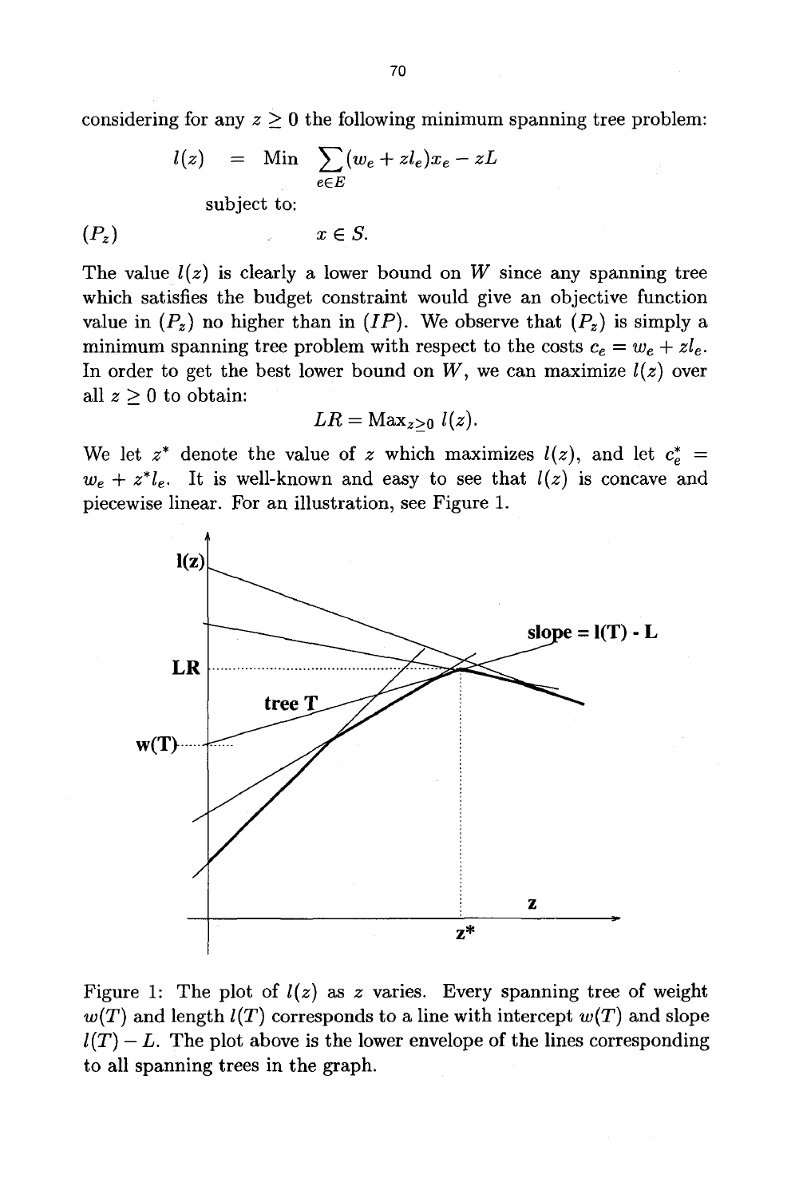considering for any $z \geq 0$ the following minimum spanning tree problem:

$$
\begin{aligned}
l(z) \quad &= \quad \text{Min} \quad \sum_{e \in E} (w_e + z l_e) x_e - zL \\
&\text{subject to:} \\
(P_z) \qquad & \qquad\qquad x \in S.
\end{aligned}
$$

The value $l(z)$ is clearly a lower bound on $W$ since any spanning tree which satisfies the budget constraint would give an objective function value in $(P_z)$ no higher than in $(IP)$. We observe that $(P_z)$ is simply a minimum spanning tree problem with respect to the costs $c_e = w_e + z l_e$. In order to get the best lower bound on $W$, we can maximize $l(z)$ over all $z \geq 0$ to obtain:

$$LR = \text{Max}_{z \geq 0}\ l(z).$$

We let $z^*$ denote the value of $z$ which maximizes $l(z)$, and let $c_e^* = w_e + z^* l_e$. It is well-known and easy to see that $l(z)$ is concave and piecewise linear. For an illustration, see Figure 1.

Figure 1: The plot of $l(z)$ as $z$ varies. Every spanning tree of weight $w(T)$ and length $l(T)$ corresponds to a line with intercept $w(T)$ and slope $l(T) - L$. The plot above is the lower envelope of the lines corresponding to all spanning trees in the graph.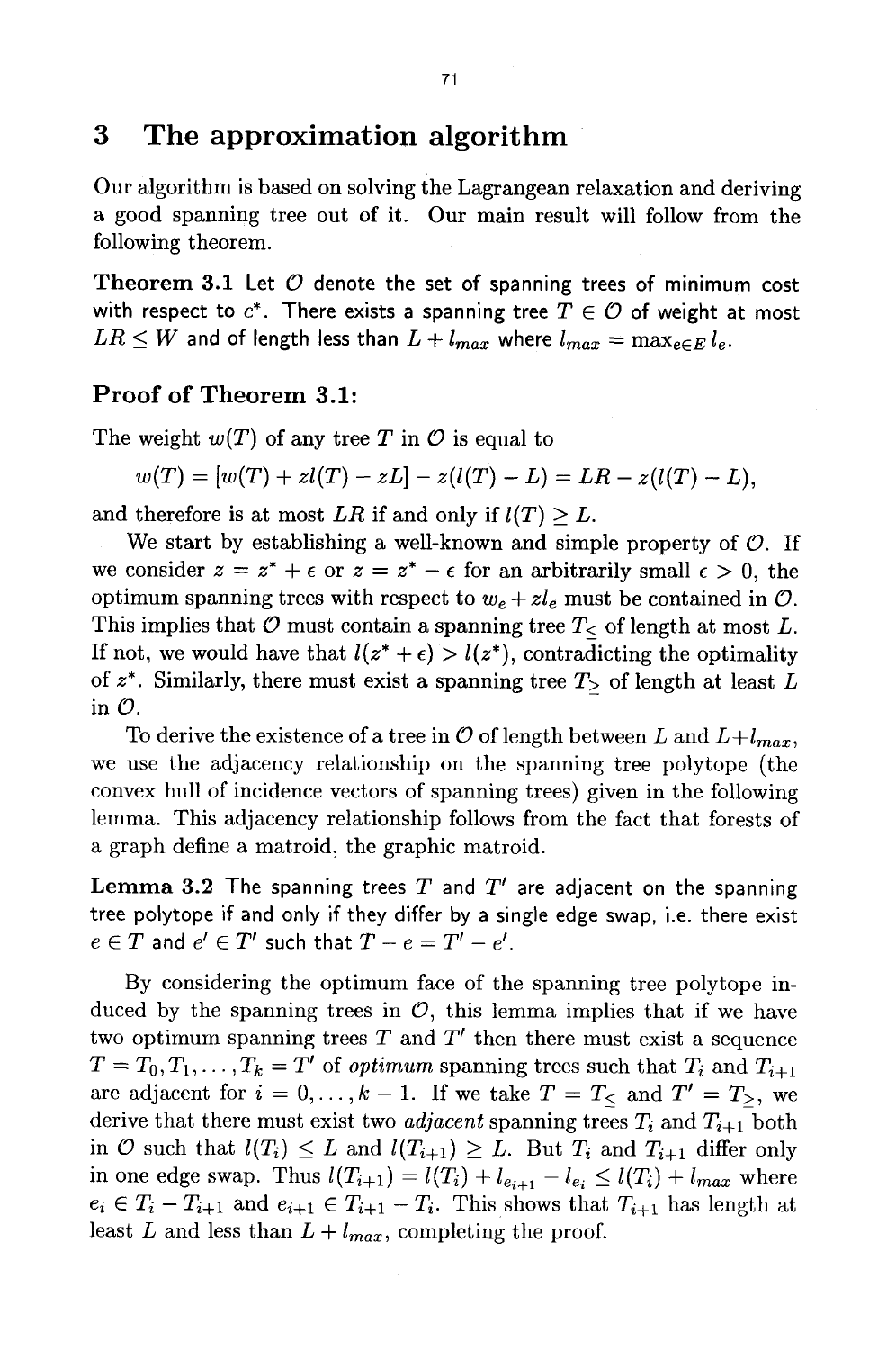## 3 The approximation algorithm

Our algorithm is based on solving the Lagrangean relaxation and deriving a good spanning tree out of it. Our main result will follow from the following theorem.

**Theorem 3.1** Let $\mathcal{O}$ denote the set of spanning trees of minimum cost with respect to $c^*$. There exists a spanning tree $T \in \mathcal{O}$ of weight at most $LR \leq W$ and of length less than $L + l_{max}$ where $l_{max} = \max_{e \in E} l_e$.

### Proof of Theorem 3.1:

The weight $w(T)$ of any tree $T$ in $\mathcal{O}$ is equal to

$$w(T) = [w(T) + zl(T) - zL] - z(l(T) - L) = LR - z(l(T) - L),$$

and therefore is at most $LR$ if and only if $l(T) \geq L$.

We start by establishing a well-known and simple property of $\mathcal{O}$. If we consider $z = z^* + \epsilon$ or $z = z^* - \epsilon$ for an arbitrarily small $\epsilon > 0$, the optimum spanning trees with respect to $w_e + zl_e$ must be contained in $\mathcal{O}$. This implies that $\mathcal{O}$ must contain a spanning tree $T_{\leq}$ of length at most $L$. If not, we would have that $l(z^* + \epsilon) > l(z^*)$, contradicting the optimality of $z^*$. Similarly, there must exist a spanning tree $T_{\geq}$ of length at least $L$ in $\mathcal{O}$.

To derive the existence of a tree in $\mathcal{O}$ of length between $L$ and $L + l_{max}$, we use the adjacency relationship on the spanning tree polytope (the convex hull of incidence vectors of spanning trees) given in the following lemma. This adjacency relationship follows from the fact that forests of a graph define a matroid, the graphic matroid.

**Lemma 3.2** The spanning trees $T$ and $T'$ are adjacent on the spanning tree polytope if and only if they differ by a single edge swap, i.e. there exist $e \in T$ and $e' \in T'$ such that $T - e = T' - e'$.

By considering the optimum face of the spanning tree polytope induced by the spanning trees in $\mathcal{O}$, this lemma implies that if we have two optimum spanning trees $T$ and $T'$ then there must exist a sequence $T = T_0, T_1, \ldots, T_k = T'$ of *optimum* spanning trees such that $T_i$ and $T_{i+1}$ are adjacent for $i = 0, \ldots, k-1$. If we take $T = T_{\leq}$ and $T' = T_{\geq}$, we derive that there must exist two *adjacent* spanning trees $T_i$ and $T_{i+1}$ both in $\mathcal{O}$ such that $l(T_i) \leq L$ and $l(T_{i+1}) \geq L$. But $T_i$ and $T_{i+1}$ differ only in one edge swap. Thus $l(T_{i+1}) = l(T_i) + l_{e_{i+1}} - l_{e_i} \leq l(T_i) + l_{max}$ where $e_i \in T_i - T_{i+1}$ and $e_{i+1} \in T_{i+1} - T_i$. This shows that $T_{i+1}$ has length at least $L$ and less than $L + l_{max}$, completing the proof.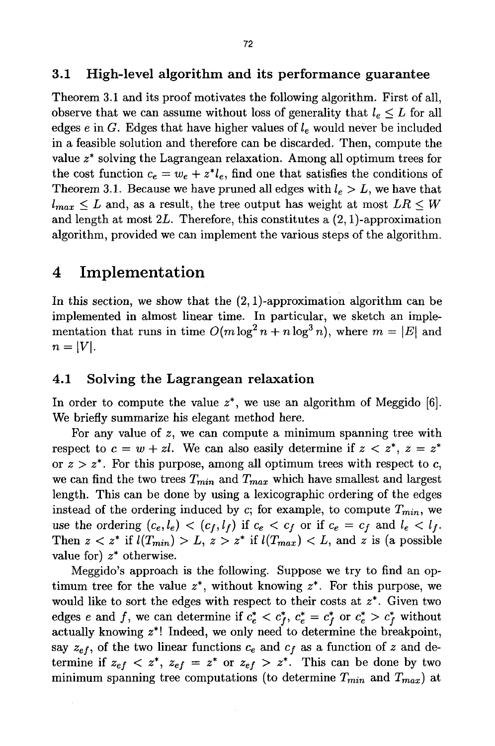### 3.1 High-level algorithm and its performance guarantee

Theorem 3.1 and its proof motivates the following algorithm. First of all, observe that we can assume without loss of generality that $l_e \leq L$ for all edges $e$ in $G$. Edges that have higher values of $l_e$ would never be included in a feasible solution and therefore can be discarded. Then, compute the value $z^*$ solving the Lagrangean relaxation. Among all optimum trees for the cost function $c_e = w_e + z^* l_e$, find one that satisfies the conditions of Theorem 3.1. Because we have pruned all edges with $l_e > L$, we have that $l_{max} \leq L$ and, as a result, the tree output has weight at most $LR \leq W$ and length at most $2L$. Therefore, this constitutes a $(2, 1)$-approximation algorithm, provided we can implement the various steps of the algorithm.

# 4 Implementation

In this section, we show that the $(2, 1)$-approximation algorithm can be implemented in almost linear time. In particular, we sketch an implementation that runs in time $O(m \log^2 n + n \log^3 n)$, where $m = |E|$ and $n = |V|$.

### 4.1 Solving the Lagrangean relaxation

In order to compute the value $z^*$, we use an algorithm of Meggido [6]. We briefly summarize his elegant method here.

For any value of $z$, we can compute a minimum spanning tree with respect to $c = w + zl$. We can also easily determine if $z < z^*$, $z = z^*$ or $z > z^*$. For this purpose, among all optimum trees with respect to $c$, we can find the two trees $T_{min}$ and $T_{max}$ which have smallest and largest length. This can be done by using a lexicographic ordering of the edges instead of the ordering induced by $c$; for example, to compute $T_{min}$, we use the ordering $(c_e, l_e) < (c_f, l_f)$ if $c_e < c_f$ or if $c_e = c_f$ and $l_e < l_f$. Then $z < z^*$ if $l(T_{min}) > L$, $z > z^*$ if $l(T_{max}) < L$, and $z$ is (a possible value for) $z^*$ otherwise.

Meggido's approach is the following. Suppose we try to find an optimum tree for the value $z^*$, without knowing $z^*$. For this purpose, we would like to sort the edges with respect to their costs at $z^*$. Given two edges $e$ and $f$, we can determine if $c_e^* < c_f^*$, $c_e^* = c_f^*$ or $c_e^* > c_f^*$ without actually knowing $z^*$! Indeed, we only need to determine the breakpoint, say $z_{ef}$, of the two linear functions $c_e$ and $c_f$ as a function of $z$ and determine if $z_{ef} < z^*$, $z_{ef} = z^*$ or $z_{ef} > z^*$. This can be done by two minimum spanning tree computations (to determine $T_{min}$ and $T_{max}$) at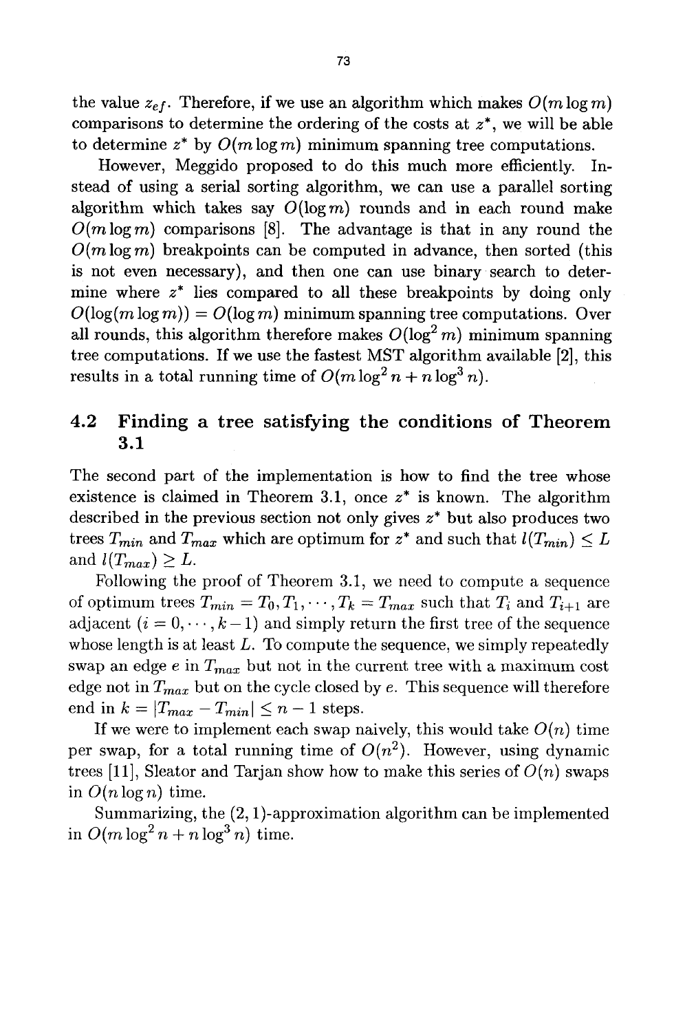the value $z_{ef}$. Therefore, if we use an algorithm which makes $O(m \log m)$ comparisons to determine the ordering of the costs at $z^*$, we will be able to determine $z^*$ by $O(m \log m)$ minimum spanning tree computations.

However, Meggido proposed to do this much more efficiently. Instead of using a serial sorting algorithm, we can use a parallel sorting algorithm which takes say $O(\log m)$ rounds and in each round make $O(m \log m)$ comparisons [8]. The advantage is that in any round the $O(m \log m)$ breakpoints can be computed in advance, then sorted (this is not even necessary), and then one can use binary search to determine where $z^*$ lies compared to all these breakpoints by doing only $O(\log(m \log m)) = O(\log m)$ minimum spanning tree computations. Over all rounds, this algorithm therefore makes $O(\log^2 m)$ minimum spanning tree computations. If we use the fastest MST algorithm available [2], this results in a total running time of $O(m \log^2 n + n \log^3 n)$.

## 4.2 Finding a tree satisfying the conditions of Theorem 3.1

The second part of the implementation is how to find the tree whose existence is claimed in Theorem 3.1, once $z^*$ is known. The algorithm described in the previous section not only gives $z^*$ but also produces two trees $T_{min}$ and $T_{max}$ which are optimum for $z^*$ and such that $l(T_{min}) \leq L$ and $l(T_{max}) \geq L$.

Following the proof of Theorem 3.1, we need to compute a sequence of optimum trees $T_{min} = T_0, T_1, \cdots, T_k = T_{max}$ such that $T_i$ and $T_{i+1}$ are adjacent ($i = 0, \cdots, k-1$) and simply return the first tree of the sequence whose length is at least $L$. To compute the sequence, we simply repeatedly swap an edge $e$ in $T_{max}$ but not in the current tree with a maximum cost edge not in $T_{max}$ but on the cycle closed by $e$. This sequence will therefore end in $k = |T_{max} - T_{min}| \leq n - 1$ steps.

If we were to implement each swap naively, this would take $O(n)$ time per swap, for a total running time of $O(n^2)$. However, using dynamic trees [11], Sleator and Tarjan show how to make this series of $O(n)$ swaps in $O(n \log n)$ time.

Summarizing, the $(2, 1)$-approximation algorithm can be implemented in $O(m \log^2 n + n \log^3 n)$ time.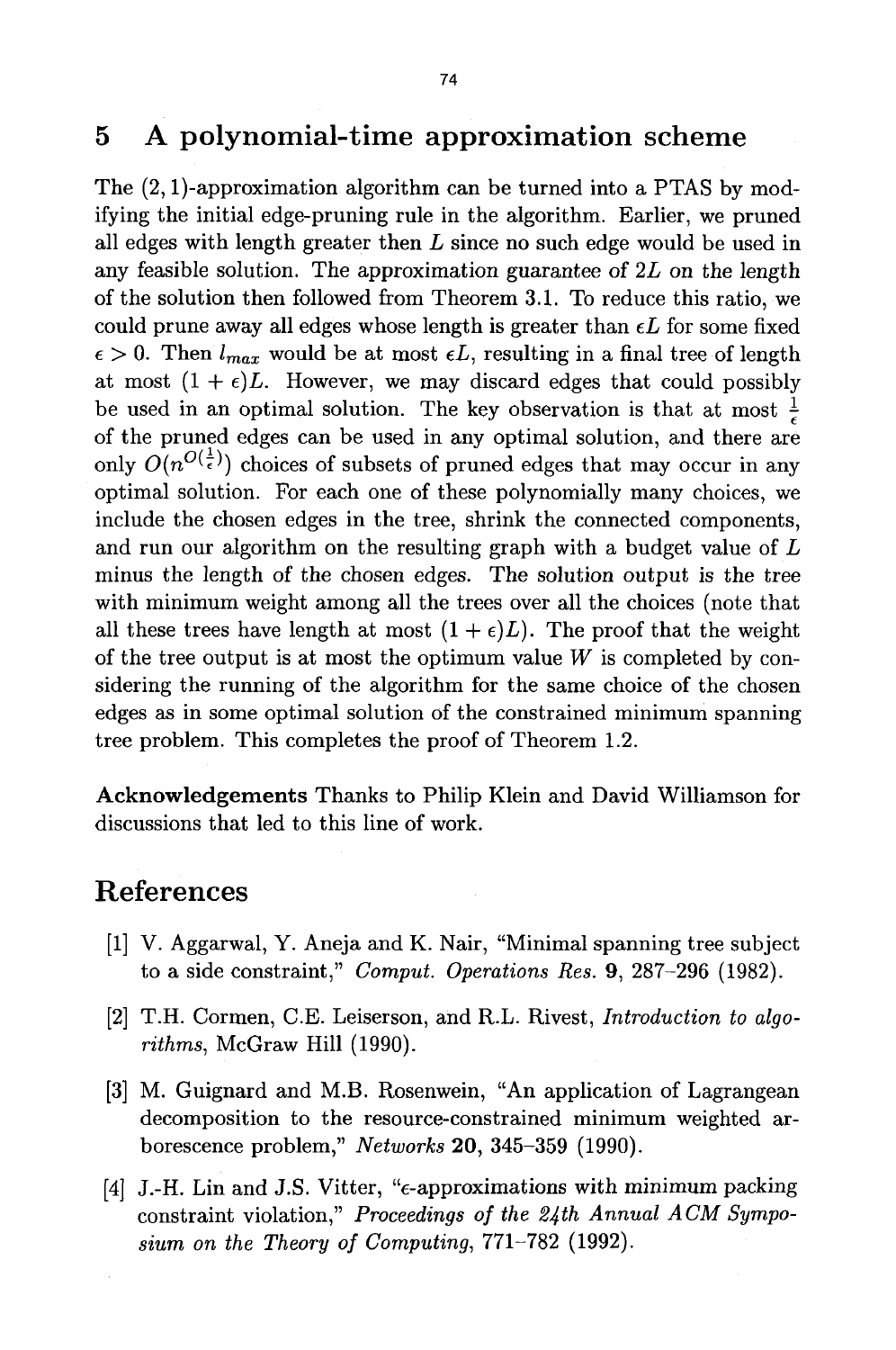## 5 A polynomial-time approximation scheme

The $(2, 1)$-approximation algorithm can be turned into a PTAS by modifying the initial edge-pruning rule in the algorithm. Earlier, we pruned all edges with length greater then $L$ since no such edge would be used in any feasible solution. The approximation guarantee of $2L$ on the length of the solution then followed from Theorem 3.1. To reduce this ratio, we could prune away all edges whose length is greater than $\epsilon L$ for some fixed $\epsilon > 0$. Then $l_{max}$ would be at most $\epsilon L$, resulting in a final tree of length at most $(1 + \epsilon)L$. However, we may discard edges that could possibly be used in an optimal solution. The key observation is that at most $\frac{1}{\epsilon}$ of the pruned edges can be used in any optimal solution, and there are only $O(n^{O(\frac{1}{\epsilon})})$ choices of subsets of pruned edges that may occur in any optimal solution. For each one of these polynomially many choices, we include the chosen edges in the tree, shrink the connected components, and run our algorithm on the resulting graph with a budget value of $L$ minus the length of the chosen edges. The solution output is the tree with minimum weight among all the trees over all the choices (note that all these trees have length at most $(1 + \epsilon)L$). The proof that the weight of the tree output is at most the optimum value $W$ is completed by considering the running of the algorithm for the same choice of the chosen edges as in some optimal solution of the constrained minimum spanning tree problem. This completes the proof of Theorem 1.2.

**Acknowledgements** Thanks to Philip Klein and David Williamson for discussions that led to this line of work.

# References

[1] V. Aggarwal, Y. Aneja and K. Nair, "Minimal spanning tree subject to a side constraint," *Comput. Operations Res.* **9**, 287–296 (1982).

[2] T.H. Cormen, C.E. Leiserson, and R.L. Rivest, *Introduction to algorithms*, McGraw Hill (1990).

[3] M. Guignard and M.B. Rosenwein, "An application of Lagrangean decomposition to the resource-constrained minimum weighted arborescence problem," *Networks* **20**, 345–359 (1990).

[4] J.-H. Lin and J.S. Vitter, "$\epsilon$-approximations with minimum packing constraint violation," *Proceedings of the 24th Annual ACM Symposium on the Theory of Computing*, 771–782 (1992).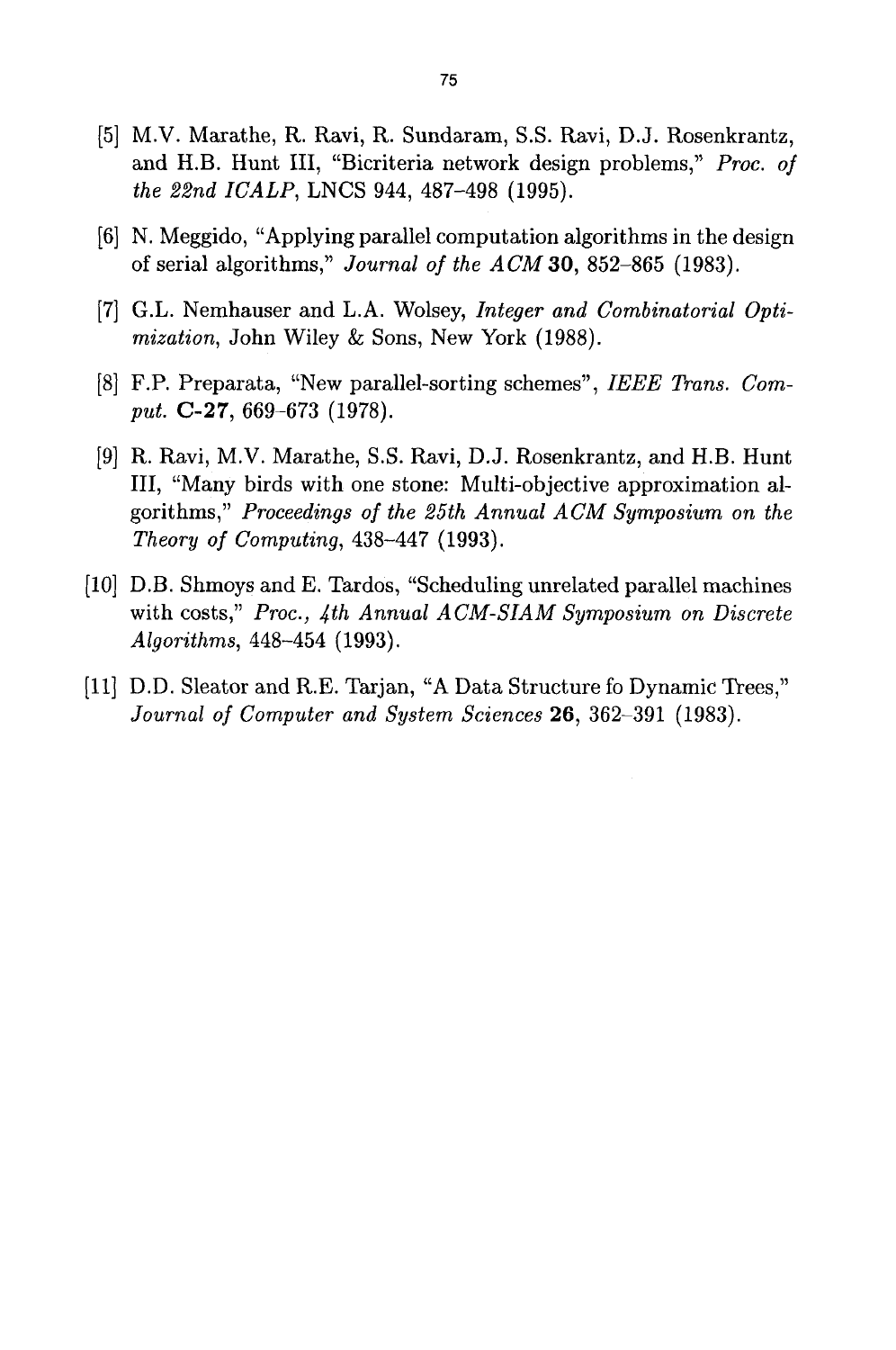[5] M.V. Marathe, R. Ravi, R. Sundaram, S.S. Ravi, D.J. Rosenkrantz, and H.B. Hunt III, "Bicriteria network design problems," *Proc. of the 22nd ICALP*, LNCS 944, 487–498 (1995).

[6] N. Meggido, "Applying parallel computation algorithms in the design of serial algorithms," *Journal of the ACM* **30**, 852–865 (1983).

[7] G.L. Nemhauser and L.A. Wolsey, *Integer and Combinatorial Optimization*, John Wiley & Sons, New York (1988).

[8] F.P. Preparata, "New parallel-sorting schemes", *IEEE Trans. Comput.* **C-27**, 669–673 (1978).

[9] R. Ravi, M.V. Marathe, S.S. Ravi, D.J. Rosenkrantz, and H.B. Hunt III, "Many birds with one stone: Multi-objective approximation algorithms," *Proceedings of the 25th Annual ACM Symposium on the Theory of Computing*, 438–447 (1993).

[10] D.B. Shmoys and E. Tardos, "Scheduling unrelated parallel machines with costs," *Proc., 4th Annual ACM-SIAM Symposium on Discrete Algorithms*, 448–454 (1993).

[11] D.D. Sleator and R.E. Tarjan, "A Data Structure fo Dynamic Trees," *Journal of Computer and System Sciences* **26**, 362–391 (1983).